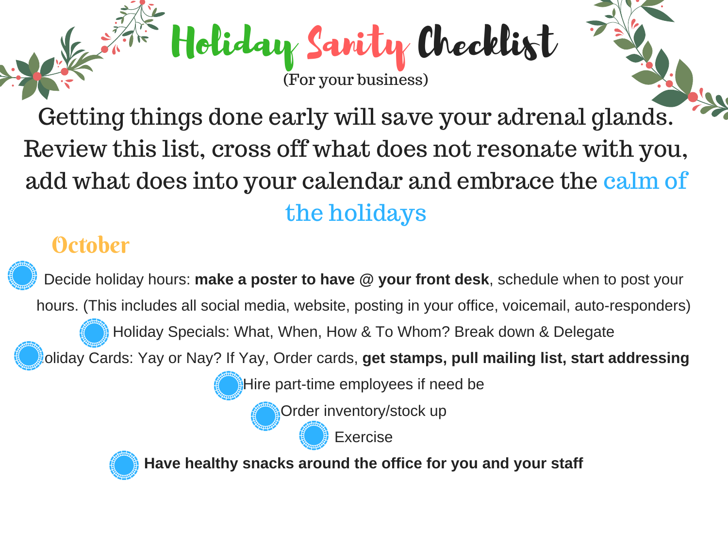# Holiday Sanity Checklist

(For your business)

Getting things done early will save your adrenal glands. Review this list, cross off what does not resonate with you, add what does into your calendar and embrace the calm of the holidays

## October

- Decide holiday hours: **make a poster to have @ your front desk**, schedule when to post your hours. (This includes all social media, website, posting in your office, voicemail, auto-responders)
- Holiday Specials: What, When, How & To Whom? Break down & Delegate
- oliday Cards: Yay or Nay? If Yay, Order cards, **get stamps, pull mailing list, start addressing**
- Hire part-time employees if need be
- Order inventory/stock up
- Exercise
- **Have healthy snacks around the office for you and your staff**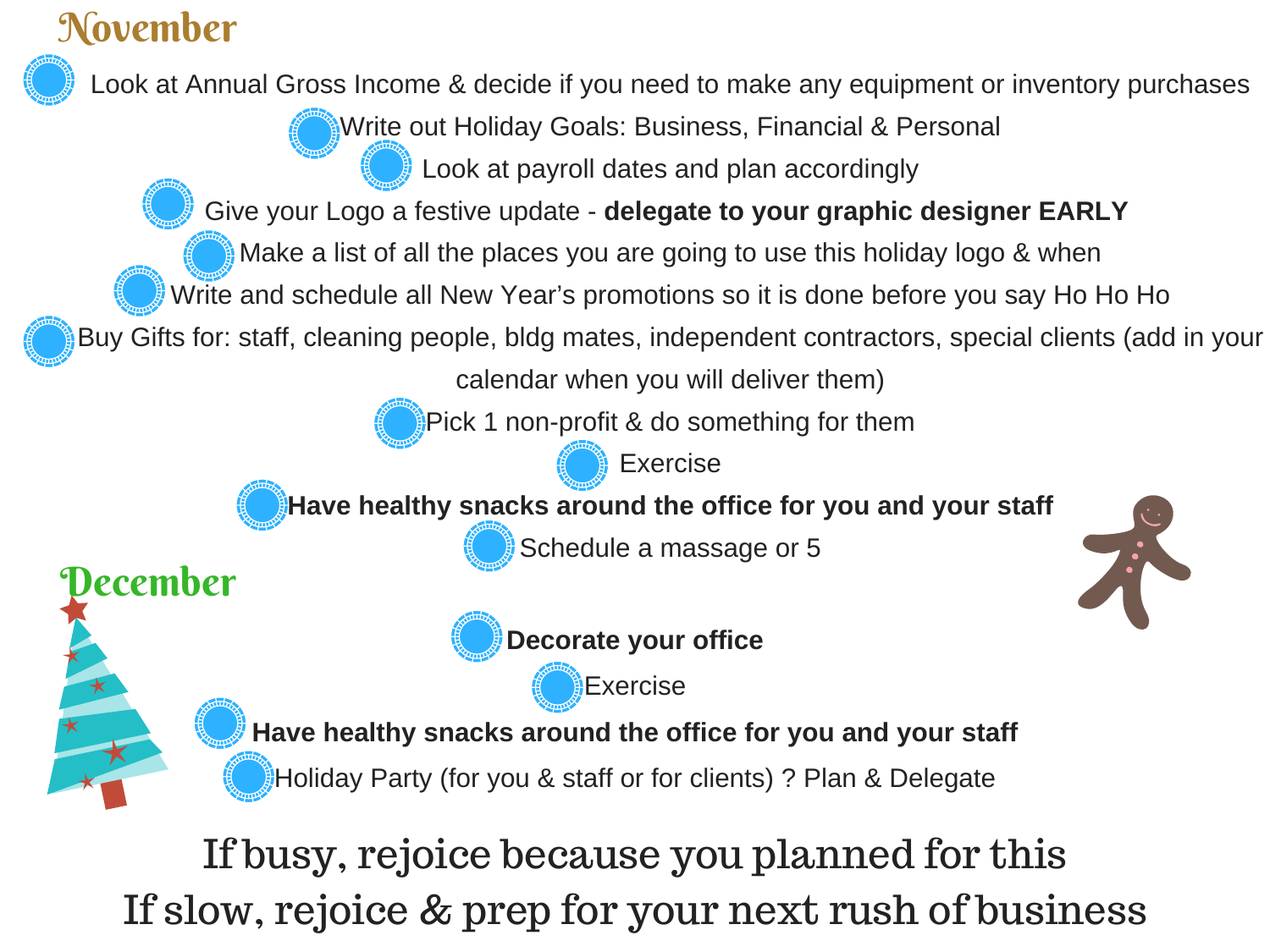## November

- Look at Annual Gross Income & decide if you need to make any equipment or inventory purchases
- Write out Holiday Goals: Business, Financial & Personal
- Look at payroll dates and plan accordingly
- Give your Logo a festive update - **delegate to your graphic designer EARLY**
- Make a list of all the places you are going to use this holiday logo & when
- Write and schedule all New Year's promotions so it is done before you say Ho Ho Ho
- Buy Gifts for: staff, cleaning people, bldg mates, independent contractors, special clients (add in your calendar when you will deliver them)
- Pick 1 non-profit & do something for them
- Exercise
- **Have healthy snacks around the office for you and your staff**
- Schedule a massage or 5

## December

- **Decorate your office**
- Exercise
- **Have healthy snacks around the office for you and your staff**
- Holiday Party (for you & staff or for clients) ? Plan & Delegate

If busy, rejoice because you planned for this
If slow, rejoice & prep for your next rush of business